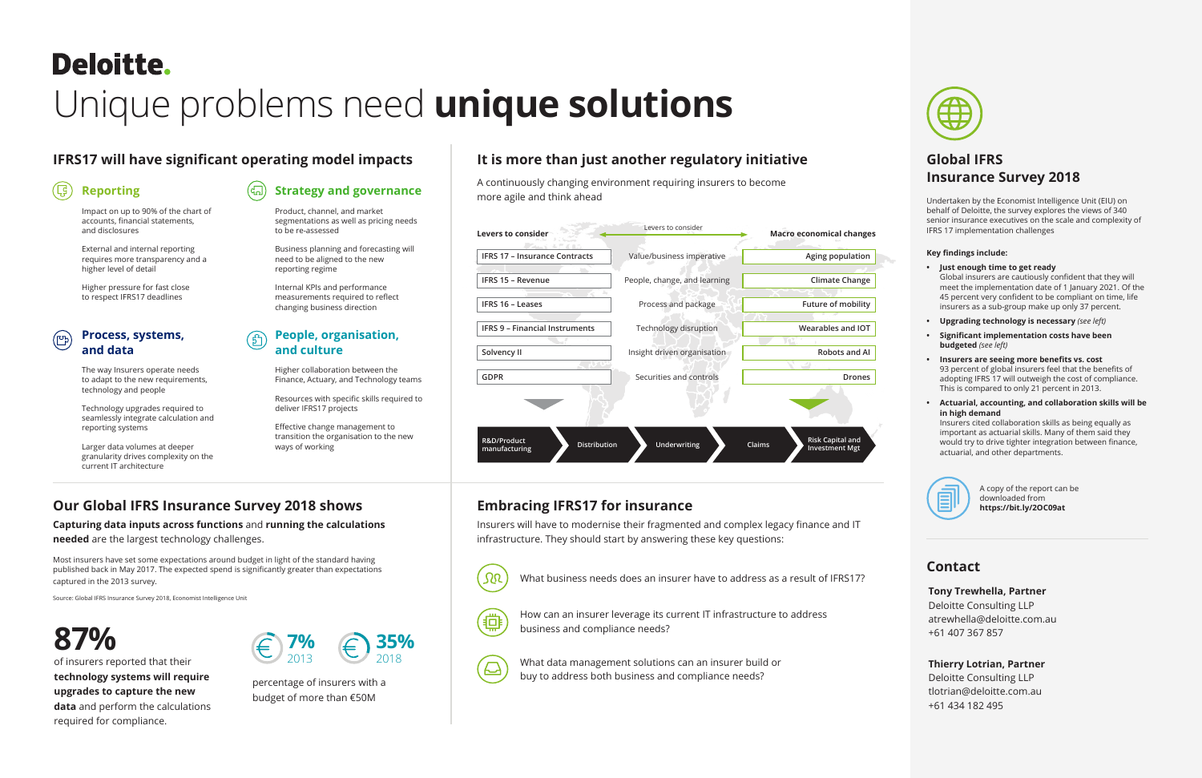# Deloitte.

# Unique problems need **unique solutions**

## IFRS17 will have significant operating model impacts

### Reporting

Impact on up to 90% of the chart of accounts, financial statements, and disclosures

External and internal reporting requires more transparency and a higher level of detail

Higher pressure for fast close to respect IFRS17 deadlines

### Strategy and governance

Product, channel, and market segmentations as well as pricing needs to be re-assessed

Business planning and forecasting will need to be aligned to the new reporting regime

Internal KPIs and performance measurements required to reflect changing business direction

### Process, systems, and data

The way Insurers operate needs to adapt to the new requirements, technology and people

Technology upgrades required to seamlessly integrate calculation and reporting systems

Larger data volumes at deeper granularity drives complexity on the current IT architecture

### People, organisation, and culture

Higher collaboration between the Finance, Actuary, and Technology teams

Resources with specific skills required to deliver IFRS17 projects

Effective change management to transition the organisation to the new ways of working

## It is more than just another regulatory initiative

A continuously changing environment requiring insurers to become more agile and think ahead

| Levers to consider | Levers to consider | Macro economical changes |
|---|---|---|
| IFRS 17 – Insurance Contracts | Value/business imperative | Aging population |
| IFRS 15 – Revenue | People, change, and learning | Climate Change |
| IFRS 16 – Leases | Process and package | Future of mobility |
| IFRS 9 – Financial Instruments | Technology disruption | Wearables and IOT |
| Solvency II | Insight driven organisation | Robots and AI |
| GDPR | Securities and controls | Drones |

R&D/Product manufacturing → Distribution → Underwriting → Claims → Risk Capital and Investment Mgt

## Our Global IFRS Insurance Survey 2018 shows

**Capturing data inputs across functions** and **running the calculations needed** are the largest technology challenges.

Most insurers have set some expectations around budget in light of the standard having published back in May 2017. The expected spend is significantly greater than expectations captured in the 2013 survey.

Source: Global IFRS Insurance Survey 2018, Economist Intelligence Unit

**87%**

of insurers reported that their **technology systems will require upgrades to capture the new data** and perform the calculations required for compliance.

**7%** 2013 **35%** 2018

percentage of insurers with a budget of more than €50M

## Embracing IFRS17 for insurance

Insurers will have to modernise their fragmented and complex legacy finance and IT infrastructure. They should start by answering these key questions:

- What business needs does an insurer have to address as a result of IFRS17?
- How can an insurer leverage its current IT infrastructure to address business and compliance needs?
- What data management solutions can an insurer build or buy to address both business and compliance needs?

## Global IFRS Insurance Survey 2018

Undertaken by the Economist Intelligence Unit (EIU) on behalf of Deloitte, the survey explores the views of 340 senior insurance executives on the scale and complexity of IFRS 17 implementation challenges

**Key findings include:**

- **Just enough time to get ready**
  Global insurers are cautiously confident that they will meet the implementation date of 1 January 2021. Of the 45 percent very confident to be compliant on time, life insurers as a sub-group make up only 37 percent.
- **Upgrading technology is necessary** *(see left)*
- **Significant implementation costs have been budgeted** *(see left)*
- **Insurers are seeing more benefits vs. cost**
  93 percent of global insurers feel that the benefits of adopting IFRS 17 will outweigh the cost of compliance. This is compared to only 21 percent in 2013.
- **Actuarial, accounting, and collaboration skills will be in high demand**
  Insurers cited collaboration skills as being equally as important as actuarial skills. Many of them said they would try to drive tighter integration between finance, actuarial, and other departments.

A copy of the report can be downloaded from **https://bit.ly/2OC09at**

## Contact

**Tony Trewhella, Partner**
Deloitte Consulting LLP
atrewhella@deloitte.com.au
+61 407 367 857

**Thierry Lotrian, Partner**
Deloitte Consulting LLP
tlotrian@deloitte.com.au
+61 434 182 495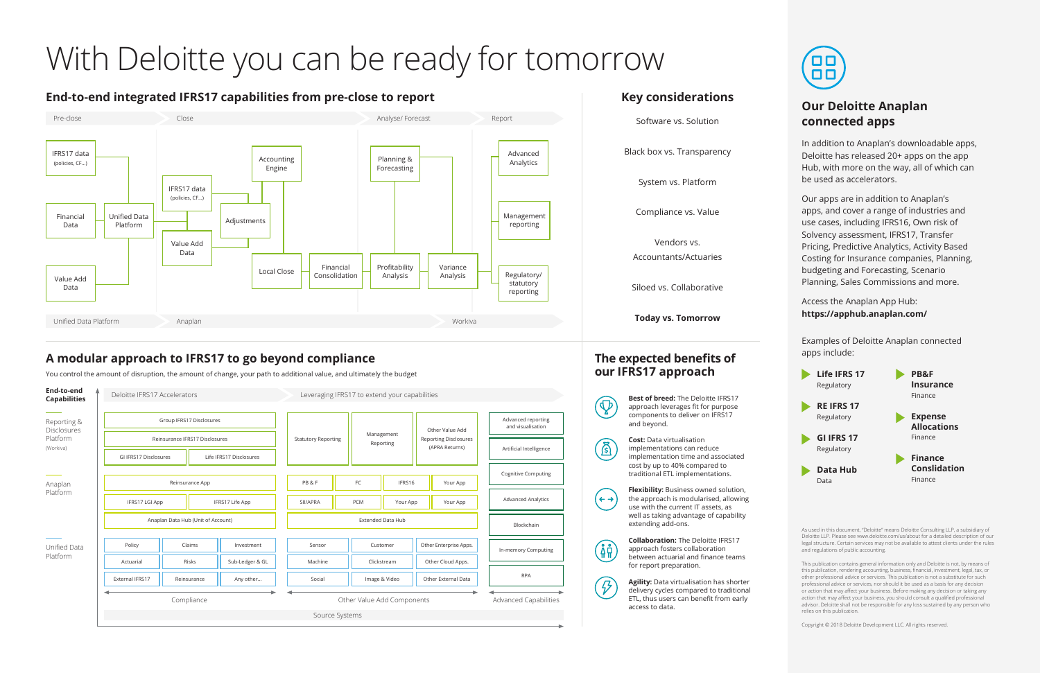# With Deloitte you can be ready for tomorrow

## End-to-end integrated IFRS17 capabilities from pre-close to report

Pre-close | Close | Analyse/ Forecast | Report

IFRS17 data (policies, CF...)
Financial Data
Unified Data Platform
Value Add Data
IFRS17 data (policies, CF...)
Value Add Data
Adjustments
Accounting Engine
Local Close
Financial Consolidation
Planning & Forecasting
Profitability Analysis
Variance Analysis
Advanced Analytics
Management reporting
Regulatory/ statutory reporting

Unified Data Platform | Anaplan | Workiva

## Key considerations

Software vs. Solution

Black box vs. Transparency

System vs. Platform

Compliance vs. Value

Vendors vs. Accountants/Actuaries

Siloed vs. Collaborative

**Today vs. Tomorrow**

## A modular approach to IFRS17 to go beyond compliance

You control the amount of disruption, the amount of change, your path to additional value, and ultimately the budget

**End-to-end Capabilities**

Deloitte IFRS17 Accelerators | Leveraging IFRS17 to extend your capabilities

Reporting & Disclosures Platform (Workiva)
- Group IFRS17 Disclosures
- Reinsurance IFRS17 Disclosures
- GI IFRS17 Disclosures
- Life IFRS17 Disclosures
- Statutory Reporting
- Management Reporting
- Other Value Add Reporting Disclosures (APRA Returns)

Anaplan Platform
- Reinsurance App
- IFRS17 LGI App
- IFRS17 Life App
- Anaplan Data Hub (Unit of Account)
- PB & F
- FC
- IFRS16
- Your App
- SII/APRA
- PCM
- Your App
- Your App
- Extended Data Hub

Unified Data Platform
- Policy
- Claims
- Investment
- Actuarial
- Risks
- Sub-Ledger & GL
- External IFRS17
- Reinsurance
- Any other...
- Sensor
- Customer
- Other Enterprise Apps.
- Machine
- Clickstream
- Other Cloud Apps.
- Social
- Image & Video
- Other External Data

Advanced Capabilities
- Advanced reporting and visualisation
- Artificial Intelligence
- Cognitive Computing
- Advanced Analytics
- Blockchain
- In-memory Computing
- RPA

Compliance | Other Value Add Components | Advanced Capabilities

Source Systems

## The expected benefits of our IFRS17 approach

**Best of breed:** The Deloitte IFRS17 approach leverages fit for purpose components to deliver on IFRS17 and beyond.

**Cost:** Data virtualisation implementations can reduce implementation time and associated cost by up to 40% compared to traditional ETL implementations.

**Flexibility:** Business owned solution, the approach is modularised, allowing use with the current IT assets, as well as taking advantage of capability extending add-ons.

**Collaboration:** The Deloitte IFRS17 approach fosters collaboration between actuarial and finance teams for report preparation.

**Agility:** Data virtualisation has shorter delivery cycles compared to traditional ETL, thus users can benefit from early access to data.

## Our Deloitte Anaplan connected apps

In addition to Anaplan's downloadable apps, Deloitte has released 20+ apps on the app Hub, with more on the way, all of which can be used as accelerators.

Our apps are in addition to Anaplan's apps, and cover a range of industries and use cases, including IFRS16, Own risk of Solvency assessment, IFRS17, Transfer Pricing, Predictive Analytics, Activity Based Costing for Insurance companies, Planning, budgeting and Forecasting, Scenario Planning, Sales Commissions and more.

Access the Anaplan App Hub:
**https://apphub.anaplan.com/**

Examples of Deloitte Anaplan connected apps include:

- **Life IFRS 17** – Regulatory
- **RE IFRS 17** – Regulatory
- **GI IFRS 17** – Regulatory
- **Data Hub** – Data
- **PB&F Insurance** – Finance
- **Expense Allocations** – Finance
- **Finance Conslidation** – Finance

As used in this document, "Deloitte" means Deloitte Consulting LLP, a subsidiary of Deloitte LLP. Please see www.deloitte.com/us/about for a detailed description of our legal structure. Certain services may not be available to attest clients under the rules and regulations of public accounting.

This publication contains general information only and Deloitte is not, by means of this publication, rendering accounting, business, financial, investment, legal, tax, or other professional advice or services. This publication is not a substitute for such professional advice or services, nor should it be used as a basis for any decision or action that may affect your business. Before making any decision or taking any action that may affect your business, you should consult a qualified professional advisor. Deloitte shall not be responsible for any loss sustained by any person who relies on this publication.

Copyright © 2018 Deloitte Development LLC. All rights reserved.